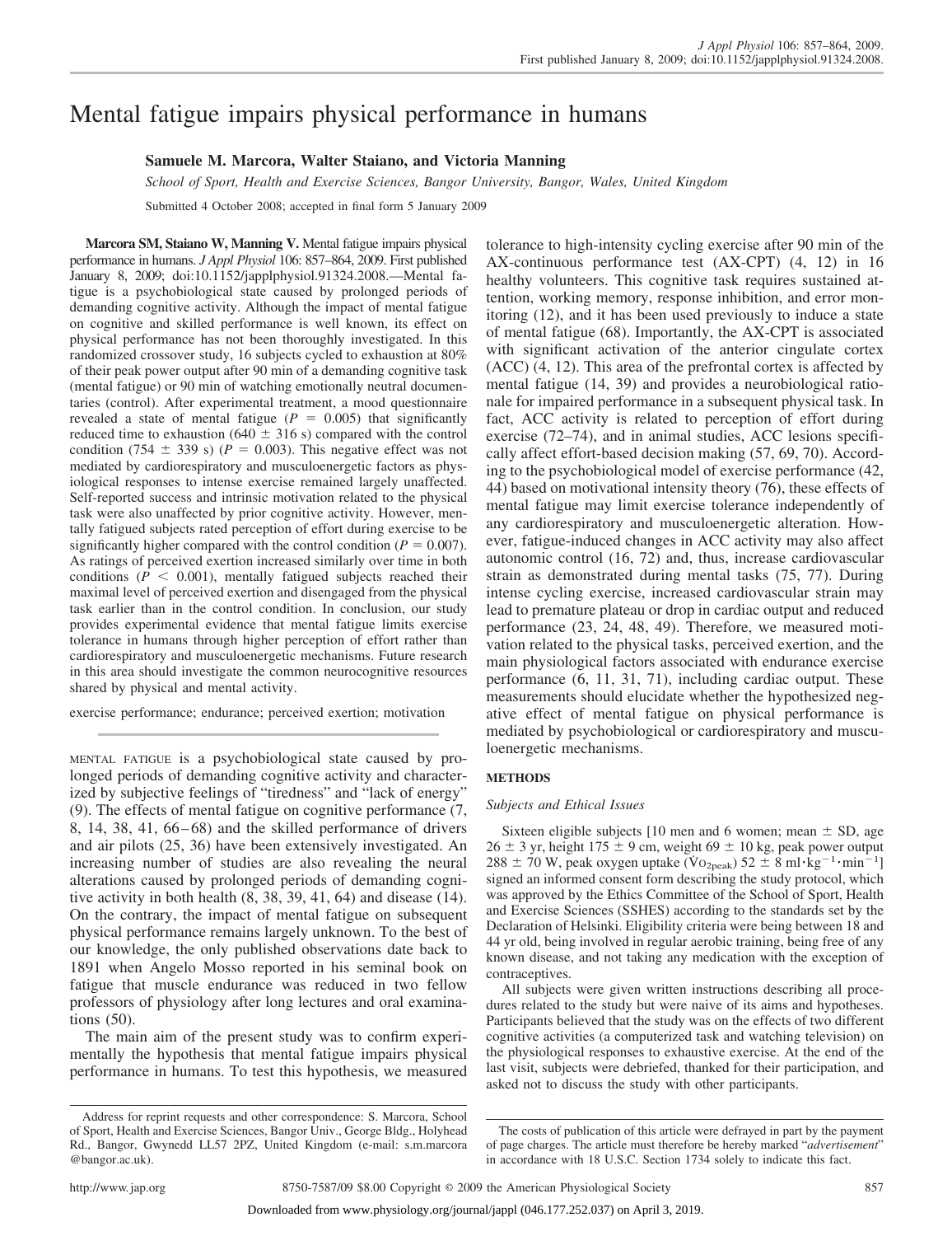# Mental fatigue impairs physical performance in humans

**Samuele M. Marcora, Walter Staiano, and Victoria Manning**

*School of Sport, Health and Exercise Sciences, Bangor University, Bangor, Wales, United Kingdom*

Submitted 4 October 2008; accepted in final form 5 January 2009

**Marcora SM, Staiano W, Manning V.** Mental fatigue impairs physical performance in humans. *J Appl Physiol* 106: 857–864, 2009. First published January 8, 2009; doi:10.1152/japplphysiol.91324.2008.—Mental fatigue is a psychobiological state caused by prolonged periods of demanding cognitive activity. Although the impact of mental fatigue on cognitive and skilled performance is well known, its effect on physical performance has not been thoroughly investigated. In this randomized crossover study, 16 subjects cycled to exhaustion at 80% of their peak power output after 90 min of a demanding cognitive task (mental fatigue) or 90 min of watching emotionally neutral documentaries (control). After experimental treatment, a mood questionnaire revealed a state of mental fatigue ($P = 0.005$) that significantly reduced time to exhaustion (640 ± 316 s) compared with the control condition (754 ± 339 s) ($P = 0.003$). This negative effect was not mediated by cardiorespiratory and musculoenergetic factors as physiological responses to intense exercise remained largely unaffected. Self-reported success and intrinsic motivation related to the physical task were also unaffected by prior cognitive activity. However, mentally fatigued subjects rated perception of effort during exercise to be significantly higher compared with the control condition ($P = 0.007$). As ratings of perceived exertion increased similarly over time in both conditions ($P < 0.001$), mentally fatigued subjects reached their maximal level of perceived exertion and disengaged from the physical task earlier than in the control condition. In conclusion, our study provides experimental evidence that mental fatigue limits exercise tolerance in humans through higher perception of effort rather than cardiorespiratory and musculoenergetic mechanisms. Future research in this area should investigate the common neurocognitive resources shared by physical and mental activity.

exercise performance; endurance; perceived exertion; motivation

MENTAL FATIGUE is a psychobiological state caused by prolonged periods of demanding cognitive activity and characterized by subjective feelings of "tiredness" and "lack of energy" (9). The effects of mental fatigue on cognitive performance (7, 8, 14, 38, 41, 66–68) and the skilled performance of drivers and air pilots (25, 36) have been extensively investigated. An increasing number of studies are also revealing the neural alterations caused by prolonged periods of demanding cognitive activity in both health (8, 38, 39, 41, 64) and disease (14). On the contrary, the impact of mental fatigue on subsequent physical performance remains largely unknown. To the best of our knowledge, the only published observations date back to 1891 when Angelo Mosso reported in his seminal book on fatigue that muscle endurance was reduced in two fellow professors of physiology after long lectures and oral examinations (50).

The main aim of the present study was to confirm experimentally the hypothesis that mental fatigue impairs physical performance in humans. To test this hypothesis, we measured tolerance to high-intensity cycling exercise after 90 min of the AX-continuous performance test (AX-CPT) (4, 12) in 16 healthy volunteers. This cognitive task requires sustained attention, working memory, response inhibition, and error monitoring (12), and it has been used previously to induce a state of mental fatigue (68). Importantly, the AX-CPT is associated with significant activation of the anterior cingulate cortex (ACC) (4, 12). This area of the prefrontal cortex is affected by mental fatigue (14, 39) and provides a neurobiological rationale for impaired performance in a subsequent physical task. In fact, ACC activity is related to perception of effort during exercise (72–74), and in animal studies, ACC lesions specifically affect effort-based decision making (57, 69, 70). According to the psychobiological model of exercise performance (42, 44) based on motivational intensity theory (76), these effects of mental fatigue may limit exercise tolerance independently of any cardiorespiratory and musculoenergetic alteration. However, fatigue-induced changes in ACC activity may also affect autonomic control (16, 72) and, thus, increase cardiovascular strain as demonstrated during mental tasks (75, 77). During intense cycling exercise, increased cardiovascular strain may lead to premature plateau or drop in cardiac output and reduced performance (23, 24, 48, 49). Therefore, we measured motivation related to the physical tasks, perceived exertion, and the main physiological factors associated with endurance exercise performance (6, 11, 31, 71), including cardiac output. These measurements should elucidate whether the hypothesized negative effect of mental fatigue on physical performance is mediated by psychobiological or cardiorespiratory and musculoenergetic mechanisms.

## METHODS

### *Subjects and Ethical Issues*

Sixteen eligible subjects [10 men and 6 women; mean ± SD, age 26 ± 3 yr, height 175 ± 9 cm, weight 69 ± 10 kg, peak power output 288 ± 70 W, peak oxygen uptake ($\dot{V}O_{2peak}$) 52 ± 8 $ml \cdot kg^{-1} \cdot min^{-1}$] signed an informed consent form describing the study protocol, which was approved by the Ethics Committee of the School of Sport, Health and Exercise Sciences (SSHES) according to the standards set by the Declaration of Helsinki. Eligibility criteria were being between 18 and 44 yr old, being involved in regular aerobic training, being free of any known disease, and not taking any medication with the exception of contraceptives.

All subjects were given written instructions describing all procedures related to the study but were naive of its aims and hypotheses. Participants believed that the study was on the effects of two different cognitive activities (a computerized task and watching television) on the physiological responses to exhaustive exercise. At the end of the last visit, subjects were debriefed, thanked for their participation, and asked not to discuss the study with other participants.

Address for reprint requests and other correspondence: S. Marcora, School of Sport, Health and Exercise Sciences, Bangor Univ., George Bldg., Holyhead Rd., Bangor, Gwynedd LL57 2PZ, United Kingdom (e-mail: s.m.marcora@bangor.ac.uk).

The costs of publication of this article were defrayed in part by the payment of page charges. The article must therefore be hereby marked "*advertisement*" in accordance with 18 U.S.C. Section 1734 solely to indicate this fact.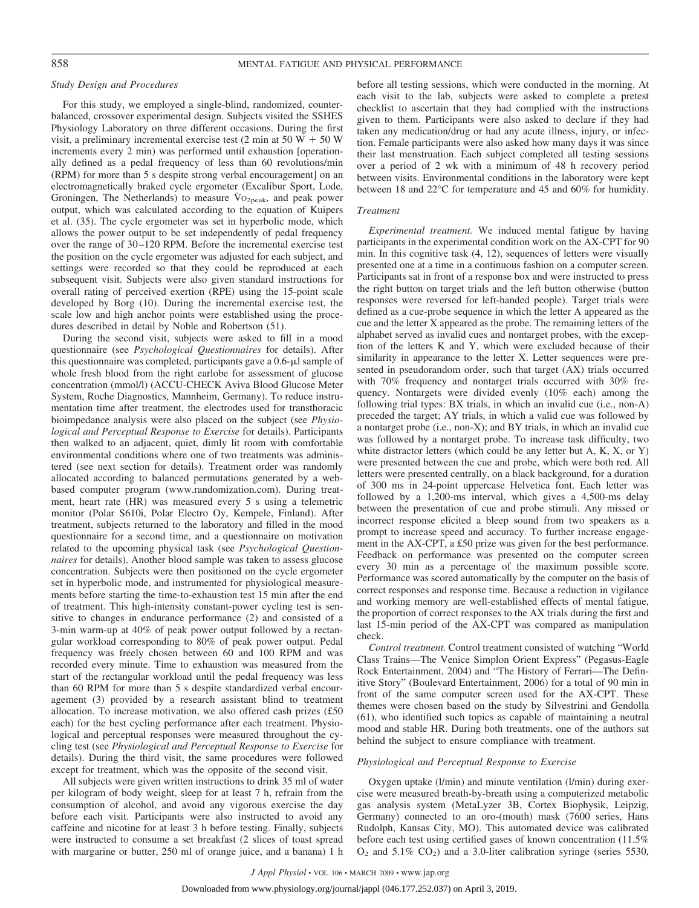### *Study Design and Procedures*

For this study, we employed a single-blind, randomized, counterbalanced, crossover experimental design. Subjects visited the SSHES Physiology Laboratory on three different occasions. During the first visit, a preliminary incremental exercise test (2 min at 50 W + 50 W increments every 2 min) was performed until exhaustion [operationally defined as a pedal frequency of less than 60 revolutions/min (RPM) for more than 5 s despite strong verbal encouragement] on an electromagnetically braked cycle ergometer (Excalibur Sport, Lode, Groningen, The Netherlands) to measure $\dot{V}O_{2peak}$, and peak power output, which was calculated according to the equation of Kuipers et al. (35). The cycle ergometer was set in hyperbolic mode, which allows the power output to be set independently of pedal frequency over the range of 30–120 RPM. Before the incremental exercise test the position on the cycle ergometer was adjusted for each subject, and settings were recorded so that they could be reproduced at each subsequent visit. Subjects were also given standard instructions for overall rating of perceived exertion (RPE) using the 15-point scale developed by Borg (10). During the incremental exercise test, the scale low and high anchor points were established using the procedures described in detail by Noble and Robertson (51).

During the second visit, subjects were asked to fill in a mood questionnaire (see *Psychological Questionnaires* for details). After this questionnaire was completed, participants gave a 0.6-μl sample of whole fresh blood from the right earlobe for assessment of glucose concentration (mmol/l) (ACCU-CHECK Aviva Blood Glucose Meter System, Roche Diagnostics, Mannheim, Germany). To reduce instrumentation time after treatment, the electrodes used for transthoracic bioimpedance analysis were also placed on the subject (see *Physiological and Perceptual Response to Exercise* for details). Participants then walked to an adjacent, quiet, dimly lit room with comfortable environmental conditions where one of two treatments was administered (see next section for details). Treatment order was randomly allocated according to balanced permutations generated by a web-based computer program (www.randomization.com). During treatment, heart rate (HR) was measured every 5 s using a telemetric monitor (Polar S610i, Polar Electro Oy, Kempele, Finland). After treatment, subjects returned to the laboratory and filled in the mood questionnaire for a second time, and a questionnaire on motivation related to the upcoming physical task (see *Psychological Questionnaires* for details). Another blood sample was taken to assess glucose concentration. Subjects were then positioned on the cycle ergometer set in hyperbolic mode, and instrumented for physiological measurements before starting the time-to-exhaustion test 15 min after the end of treatment. This high-intensity constant-power cycling test is sensitive to changes in endurance performance (2) and consisted of a 3-min warm-up at 40% of peak power output followed by a rectangular workload corresponding to 80% of peak power output. Pedal frequency was freely chosen between 60 and 100 RPM and was recorded every minute. Time to exhaustion was measured from the start of the rectangular workload until the pedal frequency was less than 60 RPM for more than 5 s despite standardized verbal encouragement (3) provided by a research assistant blind to treatment allocation. To increase motivation, we also offered cash prizes (£50 each) for the best cycling performance after each treatment. Physiological and perceptual responses were measured throughout the cycling test (see *Physiological and Perceptual Response to Exercise* for details). During the third visit, the same procedures were followed except for treatment, which was the opposite of the second visit.

All subjects were given written instructions to drink 35 ml of water per kilogram of body weight, sleep for at least 7 h, refrain from the consumption of alcohol, and avoid any vigorous exercise the day before each visit. Participants were also instructed to avoid any caffeine and nicotine for at least 3 h before testing. Finally, subjects were instructed to consume a set breakfast (2 slices of toast spread with margarine or butter, 250 ml of orange juice, and a banana) 1 h before all testing sessions, which were conducted in the morning. At each visit to the lab, subjects were asked to complete a pretest checklist to ascertain that they had complied with the instructions given to them. Participants were also asked to declare if they had taken any medication/drug or had any acute illness, injury, or infection. Female participants were also asked how many days it was since their last menstruation. Each subject completed all testing sessions over a period of 2 wk with a minimum of 48 h recovery period between visits. Environmental conditions in the laboratory were kept between 18 and 22°C for temperature and 45 and 60% for humidity.

### *Treatment*

*Experimental treatment.* We induced mental fatigue by having participants in the experimental condition work on the AX-CPT for 90 min. In this cognitive task (4, 12), sequences of letters were visually presented one at a time in a continuous fashion on a computer screen. Participants sat in front of a response box and were instructed to press the right button on target trials and the left button otherwise (button responses were reversed for left-handed people). Target trials were defined as a cue-probe sequence in which the letter A appeared as the cue and the letter X appeared as the probe. The remaining letters of the alphabet served as invalid cues and nontarget probes, with the exception of the letters K and Y, which were excluded because of their similarity in appearance to the letter X. Letter sequences were presented in pseudorandom order, such that target (AX) trials occurred with 70% frequency and nontarget trials occurred with 30% frequency. Nontargets were divided evenly (10% each) among the following trial types: BX trials, in which an invalid cue (i.e., non-A) preceded the target; AY trials, in which a valid cue was followed by a nontarget probe (i.e., non-X); and BY trials, in which an invalid cue was followed by a nontarget probe. To increase task difficulty, two white distractor letters (which could be any letter but A, K, X, or Y) were presented between the cue and probe, which were both red. All letters were presented centrally, on a black background, for a duration of 300 ms in 24-point uppercase Helvetica font. Each letter was followed by a 1,200-ms interval, which gives a 4,500-ms delay between the presentation of cue and probe stimuli. Any missed or incorrect response elicited a bleep sound from two speakers as a prompt to increase speed and accuracy. To further increase engagement in the AX-CPT, a £50 prize was given for the best performance. Feedback on performance was presented on the computer screen every 30 min as a percentage of the maximum possible score. Performance was scored automatically by the computer on the basis of correct responses and response time. Because a reduction in vigilance and working memory are well-established effects of mental fatigue, the proportion of correct responses to the AX trials during the first and last 15-min period of the AX-CPT was compared as manipulation check.

*Control treatment.* Control treatment consisted of watching "World Class Trains—The Venice Simplon Orient Express" (Pegasus-Eagle Rock Entertainment, 2004) and "The History of Ferrari—The Definitive Story" (Boulevard Entertainment, 2006) for a total of 90 min in front of the same computer screen used for the AX-CPT. These themes were chosen based on the study by Silvestrini and Gendolla (61), who identified such topics as capable of maintaining a neutral mood and stable HR. During both treatments, one of the authors sat behind the subject to ensure compliance with treatment.

### *Physiological and Perceptual Response to Exercise*

Oxygen uptake (l/min) and minute ventilation (l/min) during exercise were measured breath-by-breath using a computerized metabolic gas analysis system (MetaLyzer 3B, Cortex Biophysik, Leipzig, Germany) connected to an oro-(mouth) mask (7600 series, Hans Rudolph, Kansas City, MO). This automated device was calibrated before each test using certified gases of known concentration (11.5% $O_2$ and 5.1% $CO_2$) and a 3.0-liter calibration syringe (series 5530,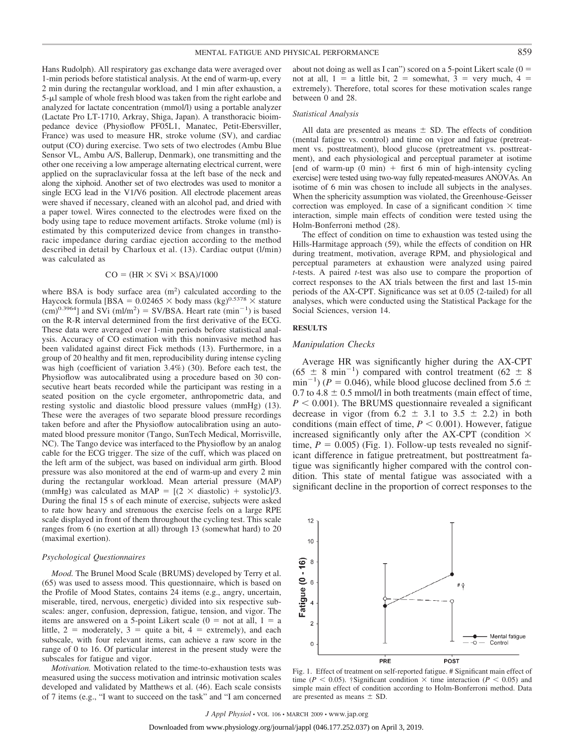Hans Rudolph). All respiratory gas exchange data were averaged over 1-min periods before statistical analysis. At the end of warm-up, every 2 min during the rectangular workload, and 1 min after exhaustion, a 5-μl sample of whole fresh blood was taken from the right earlobe and analyzed for lactate concentration (mmol/l) using a portable analyzer (Lactate Pro LT-1710, Arkray, Shiga, Japan). A transthoracic bioimpedance device (Physioflow PF05L1, Manatec, Petit-Ebersviller, France) was used to measure HR, stroke volume (SV), and cardiac output (CO) during exercise. Two sets of two electrodes (Ambu Blue Sensor VL, Ambu A/S, Ballerup, Denmark), one transmitting and the other one receiving a low amperage alternating electrical current, were applied on the supraclavicular fossa at the left base of the neck and along the xiphoid. Another set of two electrodes was used to monitor a single ECG lead in the V1/V6 position. All electrode placement areas were shaved if necessary, cleaned with an alcohol pad, and dried with a paper towel. Wires connected to the electrodes were fixed on the body using tape to reduce movement artifacts. Stroke volume (ml) is estimated by this computerized device from changes in transthoracic impedance during cardiac ejection according to the method described in detail by Charloux et al. (13). Cardiac output (l/min) was calculated as

$$CO = (HR \times SVi \times BSA)/1000$$

where BSA is body surface area ($m^2$) calculated according to the Haycock formula [$BSA = 0.02465 \times \text{body mass (kg)}^{0.5378} \times \text{stature (cm)}^{0.3964}$] and SVi ($ml/m^2$) = SV/BSA. Heart rate ($min^{-1}$) is based on the R-R interval determined from the first derivative of the ECG. These data were averaged over 1-min periods before statistical analysis. Accuracy of CO estimation with this noninvasive method has been validated against direct Fick methods (13). Furthermore, in a group of 20 healthy and fit men, reproducibility during intense cycling was high (coefficient of variation 3.4%) (30). Before each test, the Physioflow was autocalibrated using a procedure based on 30 consecutive heart beats recorded while the participant was resting in a seated position on the cycle ergometer, anthropometric data, and resting systolic and diastolic blood pressure values (mmHg) (13). These were the averages of two separate blood pressure recordings taken before and after the Physioflow autocalibration using an automated blood pressure monitor (Tango, SunTech Medical, Morrisville, NC). The Tango device was interfaced to the Physioflow by an analog cable for the ECG trigger. The size of the cuff, which was placed on the left arm of the subject, was based on individual arm girth. Blood pressure was also monitored at the end of warm-up and every 2 min during the rectangular workload. Mean arterial pressure (MAP) (mmHg) was calculated as $MAP = [(2 \times \text{diastolic}) + \text{systolic}]/3$. During the final 15 s of each minute of exercise, subjects were asked to rate how heavy and strenuous the exercise feels on a large RPE scale displayed in front of them throughout the cycling test. This scale ranges from 6 (no exertion at all) through 13 (somewhat hard) to 20 (maximal exertion).

### Psychological Questionnaires

*Mood.* The Brunel Mood Scale (BRUMS) developed by Terry et al. (65) was used to assess mood. This questionnaire, which is based on the Profile of Mood States, contains 24 items (e.g., angry, uncertain, miserable, tired, nervous, energetic) divided into six respective subscales: anger, confusion, depression, fatigue, tension, and vigor. The items are answered on a 5-point Likert scale (0 = not at all, 1 = a little, 2 = moderately, 3 = quite a bit, 4 = extremely), and each subscale, with four relevant items, can achieve a raw score in the range of 0 to 16. Of particular interest in the present study were the subscales for fatigue and vigor.

*Motivation.* Motivation related to the time-to-exhaustion tests was measured using the success motivation and intrinsic motivation scales developed and validated by Matthews et al. (46). Each scale consists of 7 items (e.g., "I want to succeed on the task" and "I am concerned about not doing as well as I can") scored on a 5-point Likert scale (0 = not at all, 1 = a little bit, 2 = somewhat, 3 = very much, 4 = extremely). Therefore, total scores for these motivation scales range between 0 and 28.

### Statistical Analysis

All data are presented as means ± SD. The effects of condition (mental fatigue vs. control) and time on vigor and fatigue (pretreatment vs. posttreatment), blood glucose (pretreatment vs. posttreatment), and each physiological and perceptual parameter at isotime [end of warm-up (0 min) + first 6 min of high-intensity cycling exercise] were tested using two-way fully repeated-measures ANOVAs. An isotime of 6 min was chosen to include all subjects in the analyses. When the sphericity assumption was violated, the Greenhouse-Geisser correction was employed. In case of a significant condition × time interaction, simple main effects of condition were tested using the Holm-Bonferroni method (28).

The effect of condition on time to exhaustion was tested using the Hills-Harmitage approach (59), while the effects of condition on HR during treatment, motivation, average RPM, and physiological and perceptual parameters at exhaustion were analyzed using paired *t*-tests. A paired *t*-test was also use to compare the proportion of correct responses to the AX trials between the first and last 15-min periods of the AX-CPT. Significance was set at 0.05 (2-tailed) for all analyses, which were conducted using the Statistical Package for the Social Sciences, version 14.

## RESULTS

### Manipulation Checks

Average HR was significantly higher during the AX-CPT ($65 \pm 8\ min^{-1}$) compared with control treatment ($62 \pm 8\ min^{-1}$) ($P = 0.046$), while blood glucose declined from $5.6 \pm 0.7$ to $4.8 \pm 0.5$ mmol/l in both treatments (main effect of time, $P < 0.001$). The BRUMS questionnaire revealed a significant decrease in vigor (from $6.2 \pm 3.1$ to $3.5 \pm 2.2$) in both conditions (main effect of time, $P < 0.001$). However, fatigue increased significantly only after the AX-CPT (condition × time, $P = 0.005$) (Fig. 1). Follow-up tests revealed no significant difference in fatigue pretreatment, but posttreatment fatigue was significantly higher compared with the control condition. This state of mental fatigue was associated with a significant decline in the proportion of correct responses to the

Fig. 1. Effect of treatment on self-reported fatigue. # Significant main effect of time ($P < 0.05$). †Significant condition × time interaction ($P < 0.05$) and simple main effect of condition according to Holm-Bonferroni method. Data are presented as means ± SD.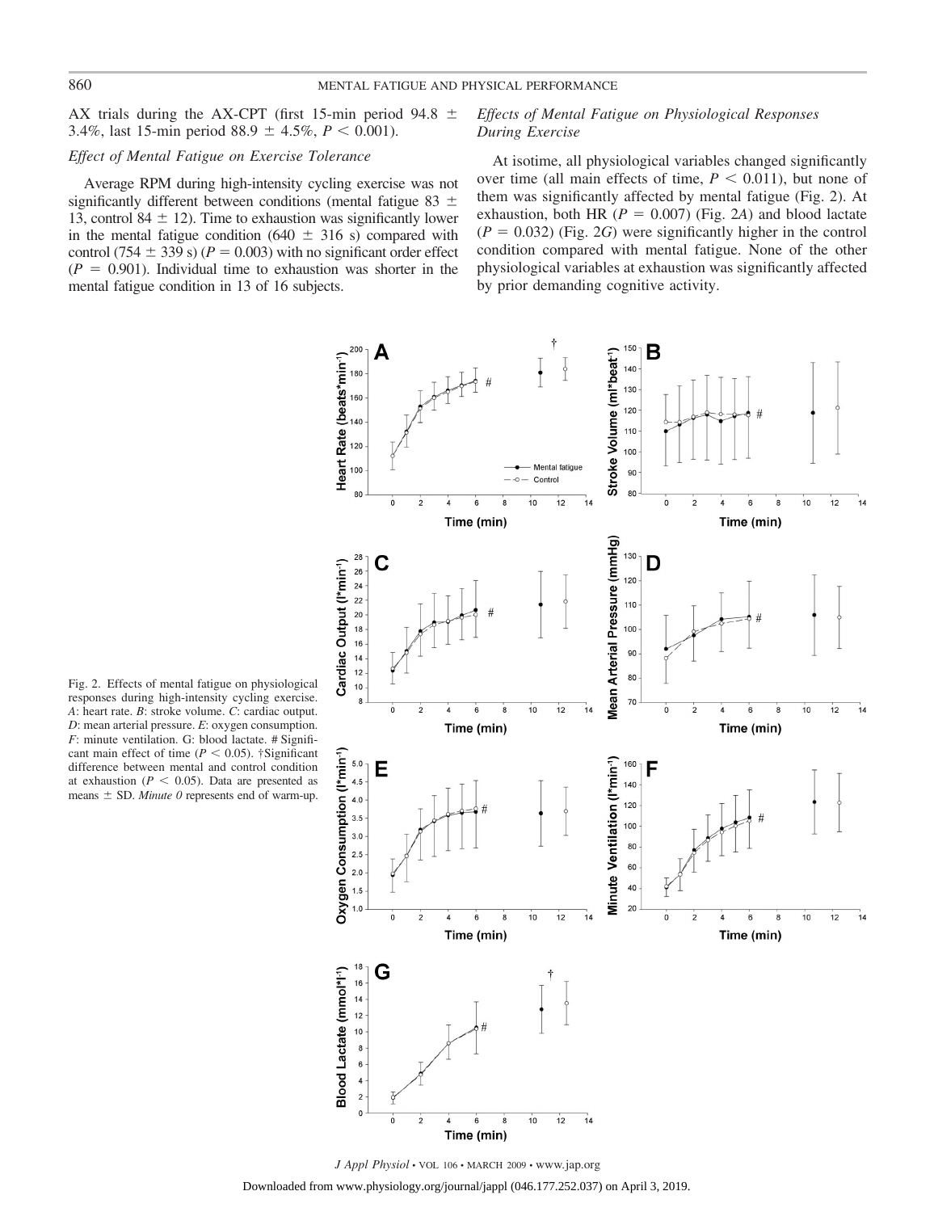AX trials during the AX-CPT (first 15-min period 94.8 ± 3.4%, last 15-min period 88.9 ± 4.5%, $P < 0.001$).

### Effect of Mental Fatigue on Exercise Tolerance

Average RPM during high-intensity cycling exercise was not significantly different between conditions (mental fatigue 83 ± 13, control 84 ± 12). Time to exhaustion was significantly lower in the mental fatigue condition (640 ± 316 s) compared with control (754 ± 339 s) ($P = 0.003$) with no significant order effect ($P = 0.901$). Individual time to exhaustion was shorter in the mental fatigue condition in 13 of 16 subjects.

### Effects of Mental Fatigue on Physiological Responses During Exercise

At isotime, all physiological variables changed significantly over time (all main effects of time, $P < 0.011$), but none of them was significantly affected by mental fatigue (Fig. 2). At exhaustion, both HR ($P = 0.007$) (Fig. 2*A*) and blood lactate ($P = 0.032$) (Fig. 2*G*) were significantly higher in the control condition compared with mental fatigue. None of the other physiological variables at exhaustion was significantly affected by prior demanding cognitive activity.

Fig. 2. Effects of mental fatigue on physiological responses during high-intensity cycling exercise. *A*: heart rate. *B*: stroke volume. *C*: cardiac output. *D*: mean arterial pressure. *E*: oxygen consumption. *F*: minute ventilation. G: blood lactate. # Significant main effect of time ($P < 0.05$). †Significant difference between mental and control condition at exhaustion ($P < 0.05$). Data are presented as means ± SD. *Minute 0* represents end of warm-up.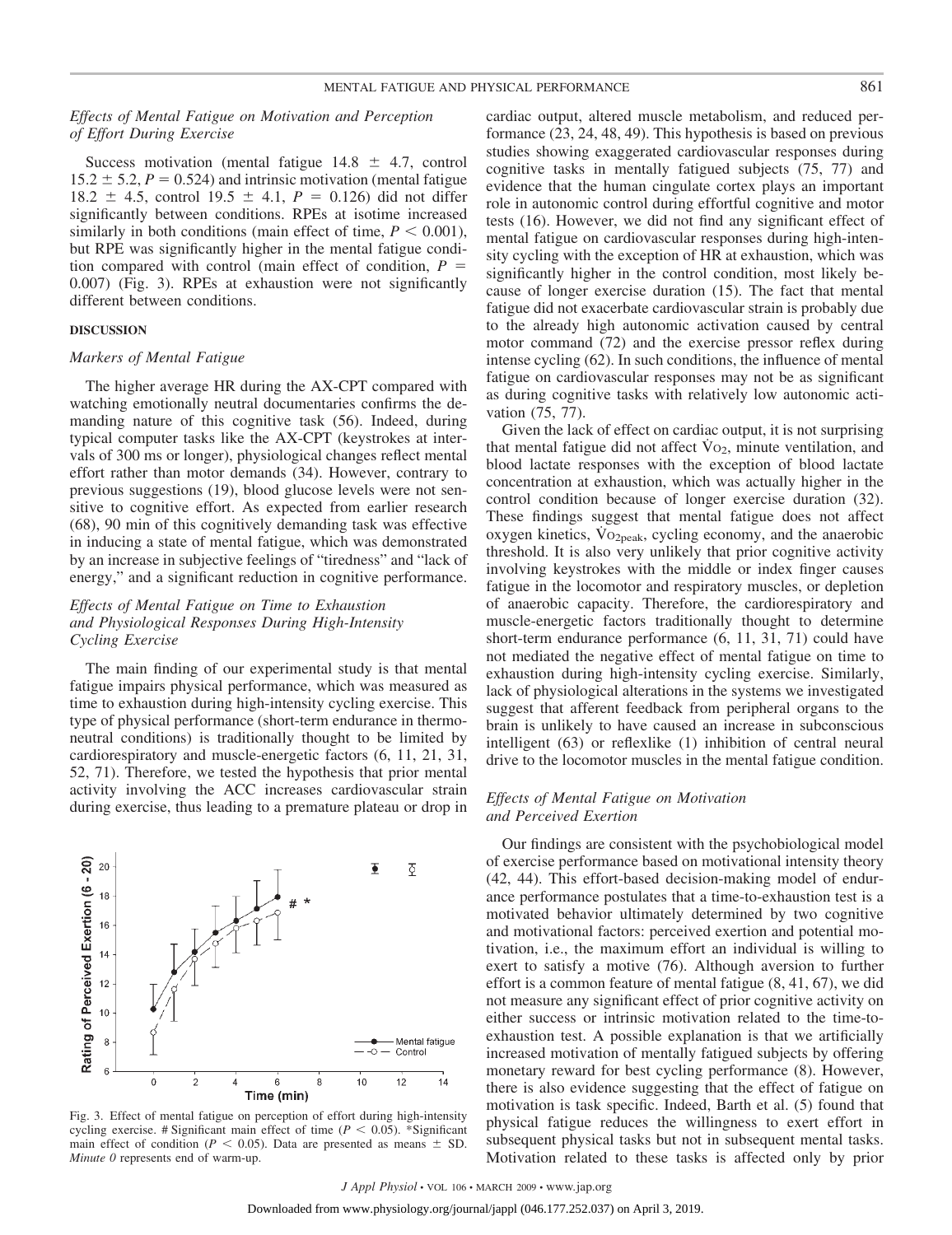### *Effects of Mental Fatigue on Motivation and Perception of Effort During Exercise*

Success motivation (mental fatigue 14.8 ± 4.7, control 15.2 ± 5.2, $P = 0.524$) and intrinsic motivation (mental fatigue 18.2 ± 4.5, control 19.5 ± 4.1, $P = 0.126$) did not differ significantly between conditions. RPEs at isotime increased similarly in both conditions (main effect of time, $P < 0.001$), but RPE was significantly higher in the mental fatigue condition compared with control (main effect of condition, $P = 0.007$) (Fig. 3). RPEs at exhaustion were not significantly different between conditions.

## DISCUSSION

### *Markers of Mental Fatigue*

The higher average HR during the AX-CPT compared with watching emotionally neutral documentaries confirms the demanding nature of this cognitive task (56). Indeed, during typical computer tasks like the AX-CPT (keystrokes at intervals of 300 ms or longer), physiological changes reflect mental effort rather than motor demands (34). However, contrary to previous suggestions (19), blood glucose levels were not sensitive to cognitive effort. As expected from earlier research (68), 90 min of this cognitively demanding task was effective in inducing a state of mental fatigue, which was demonstrated by an increase in subjective feelings of "tiredness" and "lack of energy," and a significant reduction in cognitive performance.

### *Effects of Mental Fatigue on Time to Exhaustion and Physiological Responses During High-Intensity Cycling Exercise*

The main finding of our experimental study is that mental fatigue impairs physical performance, which was measured as time to exhaustion during high-intensity cycling exercise. This type of physical performance (short-term endurance in thermoneutral conditions) is traditionally thought to be limited by cardiorespiratory and muscle-energetic factors (6, 11, 21, 31, 52, 71). Therefore, we tested the hypothesis that prior mental activity involving the ACC increases cardiovascular strain during exercise, thus leading to a premature plateau or drop in cardiac output, altered muscle metabolism, and reduced performance (23, 24, 48, 49). This hypothesis is based on previous studies showing exaggerated cardiovascular responses during cognitive tasks in mentally fatigued subjects (75, 77) and evidence that the human cingulate cortex plays an important role in autonomic control during effortful cognitive and motor tests (16). However, we did not find any significant effect of mental fatigue on cardiovascular responses during high-intensity cycling with the exception of HR at exhaustion, which was significantly higher in the control condition, most likely because of longer exercise duration (15). The fact that mental fatigue did not exacerbate cardiovascular strain is probably due to the already high autonomic activation caused by central motor command (72) and the exercise pressor reflex during intense cycling (62). In such conditions, the influence of mental fatigue on cardiovascular responses may not be as significant as during cognitive tasks with relatively low autonomic activation (75, 77).

Given the lack of effect on cardiac output, it is not surprising that mental fatigue did not affect $\dot{V}O_2$, minute ventilation, and blood lactate responses with the exception of blood lactate concentration at exhaustion, which was actually higher in the control condition because of longer exercise duration (32). These findings suggest that mental fatigue does not affect oxygen kinetics, $\dot{V}O_{2peak}$, cycling economy, and the anaerobic threshold. It is also very unlikely that prior cognitive activity involving keystrokes with the middle or index finger causes fatigue in the locomotor and respiratory muscles, or depletion of anaerobic capacity. Therefore, the cardiorespiratory and muscle-energetic factors traditionally thought to determine short-term endurance performance (6, 11, 31, 71) could have not mediated the negative effect of mental fatigue on time to exhaustion during high-intensity cycling exercise. Similarly, lack of physiological alterations in the systems we investigated suggest that afferent feedback from peripheral organs to the brain is unlikely to have caused an increase in subconscious intelligent (63) or reflexlike (1) inhibition of central neural drive to the locomotor muscles in the mental fatigue condition.

Fig. 3. Effect of mental fatigue on perception of effort during high-intensity cycling exercise. # Significant main effect of time ($P < 0.05$). *Significant main effect of condition ($P < 0.05$). Data are presented as means ± SD. *Minute 0* represents end of warm-up.

### *Effects of Mental Fatigue on Motivation and Perceived Exertion*

Our findings are consistent with the psychobiological model of exercise performance based on motivational intensity theory (42, 44). This effort-based decision-making model of endurance performance postulates that a time-to-exhaustion test is a motivated behavior ultimately determined by two cognitive and motivational factors: perceived exertion and potential motivation, i.e., the maximum effort an individual is willing to exert to satisfy a motive (76). Although aversion to further effort is a common feature of mental fatigue (8, 41, 67), we did not measure any significant effect of prior cognitive activity on either success or intrinsic motivation related to the time-to-exhaustion test. A possible explanation is that we artificially increased motivation of mentally fatigued subjects by offering monetary reward for best cycling performance (8). However, there is also evidence suggesting that the effect of fatigue on motivation is task specific. Indeed, Barth et al. (5) found that physical fatigue reduces the willingness to exert effort in subsequent physical tasks but not in subsequent mental tasks. Motivation related to these tasks is affected only by prior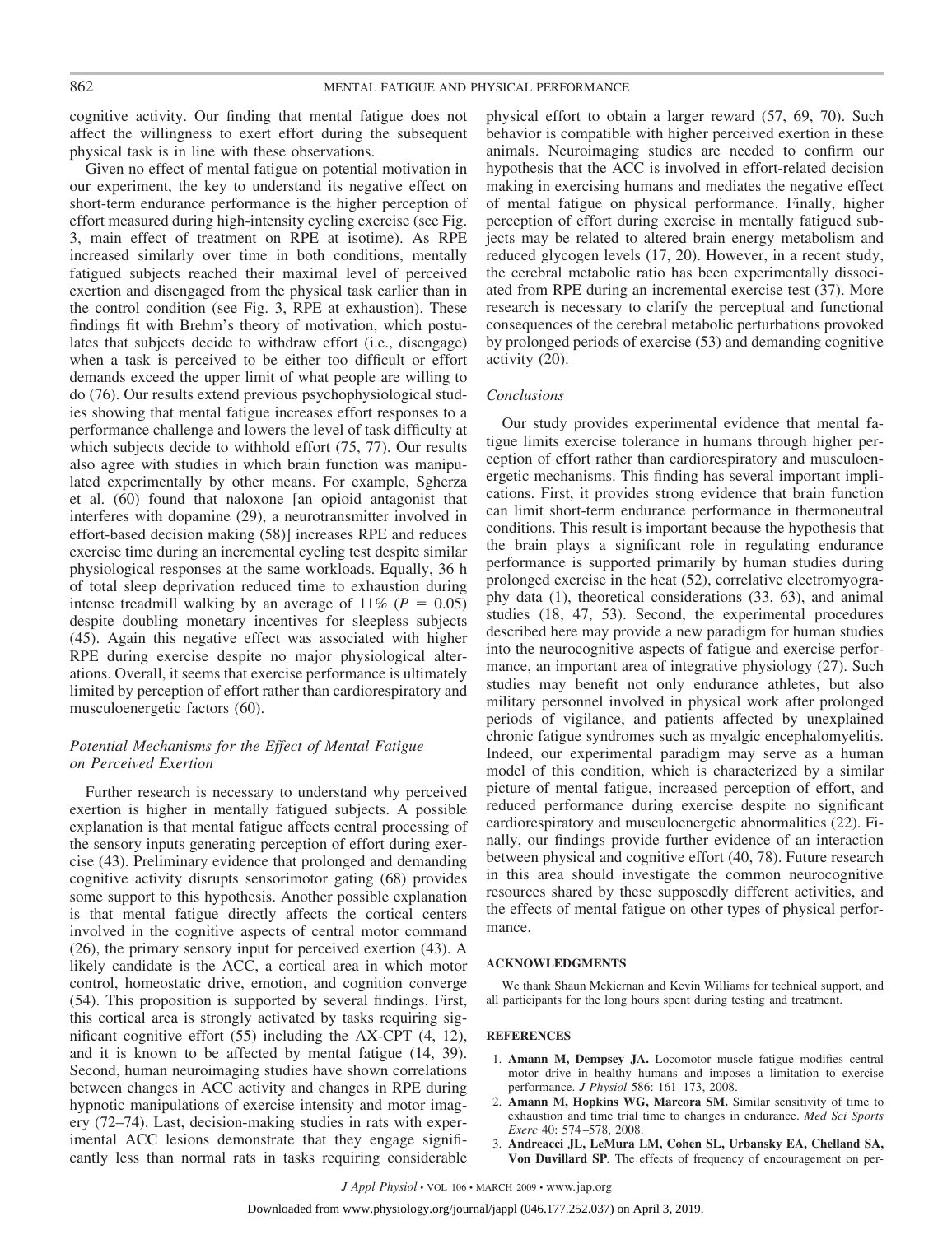cognitive activity. Our finding that mental fatigue does not affect the willingness to exert effort during the subsequent physical task is in line with these observations.

Given no effect of mental fatigue on potential motivation in our experiment, the key to understand its negative effect on short-term endurance performance is the higher perception of effort measured during high-intensity cycling exercise (see Fig. 3, main effect of treatment on RPE at isotime). As RPE increased similarly over time in both conditions, mentally fatigued subjects reached their maximal level of perceived exertion and disengaged from the physical task earlier than in the control condition (see Fig. 3, RPE at exhaustion). These findings fit with Brehm's theory of motivation, which postulates that subjects decide to withdraw effort (i.e., disengage) when a task is perceived to be either too difficult or effort demands exceed the upper limit of what people are willing to do (76). Our results extend previous psychophysiological studies showing that mental fatigue increases effort responses to a performance challenge and lowers the level of task difficulty at which subjects decide to withhold effort (75, 77). Our results also agree with studies in which brain function was manipulated experimentally by other means. For example, Sgherza et al. (60) found that naloxone [an opioid antagonist that interferes with dopamine (29), a neurotransmitter involved in effort-based decision making (58)] increases RPE and reduces exercise time during an incremental cycling test despite similar physiological responses at the same workloads. Equally, 36 h of total sleep deprivation reduced time to exhaustion during intense treadmill walking by an average of 11% ($P = 0.05$) despite doubling monetary incentives for sleepless subjects (45). Again this negative effect was associated with higher RPE during exercise despite no major physiological alterations. Overall, it seems that exercise performance is ultimately limited by perception of effort rather than cardiorespiratory and musculoenergetic factors (60).

### *Potential Mechanisms for the Effect of Mental Fatigue on Perceived Exertion*

Further research is necessary to understand why perceived exertion is higher in mentally fatigued subjects. A possible explanation is that mental fatigue affects central processing of the sensory inputs generating perception of effort during exercise (43). Preliminary evidence that prolonged and demanding cognitive activity disrupts sensorimotor gating (68) provides some support to this hypothesis. Another possible explanation is that mental fatigue directly affects the cortical centers involved in the cognitive aspects of central motor command (26), the primary sensory input for perceived exertion (43). A likely candidate is the ACC, a cortical area in which motor control, homeostatic drive, emotion, and cognition converge (54). This proposition is supported by several findings. First, this cortical area is strongly activated by tasks requiring significant cognitive effort (55) including the AX-CPT (4, 12), and it is known to be affected by mental fatigue (14, 39). Second, human neuroimaging studies have shown correlations between changes in ACC activity and changes in RPE during hypnotic manipulations of exercise intensity and motor imagery (72–74). Last, decision-making studies in rats with experimental ACC lesions demonstrate that they engage significantly less than normal rats in tasks requiring considerable physical effort to obtain a larger reward (57, 69, 70). Such behavior is compatible with higher perceived exertion in these animals. Neuroimaging studies are needed to confirm our hypothesis that the ACC is involved in effort-related decision making in exercising humans and mediates the negative effect of mental fatigue on physical performance. Finally, higher perception of effort during exercise in mentally fatigued subjects may be related to altered brain energy metabolism and reduced glycogen levels (17, 20). However, in a recent study, the cerebral metabolic ratio has been experimentally dissociated from RPE during an incremental exercise test (37). More research is necessary to clarify the perceptual and functional consequences of the cerebral metabolic perturbations provoked by prolonged periods of exercise (53) and demanding cognitive activity (20).

### *Conclusions*

Our study provides experimental evidence that mental fatigue limits exercise tolerance in humans through higher perception of effort rather than cardiorespiratory and musculoenergetic mechanisms. This finding has several important implications. First, it provides strong evidence that brain function can limit short-term endurance performance in thermoneutral conditions. This result is important because the hypothesis that the brain plays a significant role in regulating endurance performance is supported primarily by human studies during prolonged exercise in the heat (52), correlative electromyography data (1), theoretical considerations (33, 63), and animal studies (18, 47, 53). Second, the experimental procedures described here may provide a new paradigm for human studies into the neurocognitive aspects of fatigue and exercise performance, an important area of integrative physiology (27). Such studies may benefit not only endurance athletes, but also military personnel involved in physical work after prolonged periods of vigilance, and patients affected by unexplained chronic fatigue syndromes such as myalgic encephalomyelitis. Indeed, our experimental paradigm may serve as a human model of this condition, which is characterized by a similar picture of mental fatigue, increased perception of effort, and reduced performance during exercise despite no significant cardiorespiratory and musculoenergetic abnormalities (22). Finally, our findings provide further evidence of an interaction between physical and cognitive effort (40, 78). Future research in this area should investigate the common neurocognitive resources shared by these supposedly different activities, and the effects of mental fatigue on other types of physical performance.

## ACKNOWLEDGMENTS

We thank Shaun Mckiernan and Kevin Williams for technical support, and all participants for the long hours spent during testing and treatment.

## REFERENCES

1. **Amann M, Dempsey JA.** Locomotor muscle fatigue modifies central motor drive in healthy humans and imposes a limitation to exercise performance. *J Physiol* 586: 161–173, 2008.
2. **Amann M, Hopkins WG, Marcora SM.** Similar sensitivity of time to exhaustion and time trial time to changes in endurance. *Med Sci Sports Exerc* 40: 574–578, 2008.
3. **Andreacci JL, LeMura LM, Cohen SL, Urbansky EA, Chelland SA, Von Duvillard SP**. The effects of frequency of encouragement on per-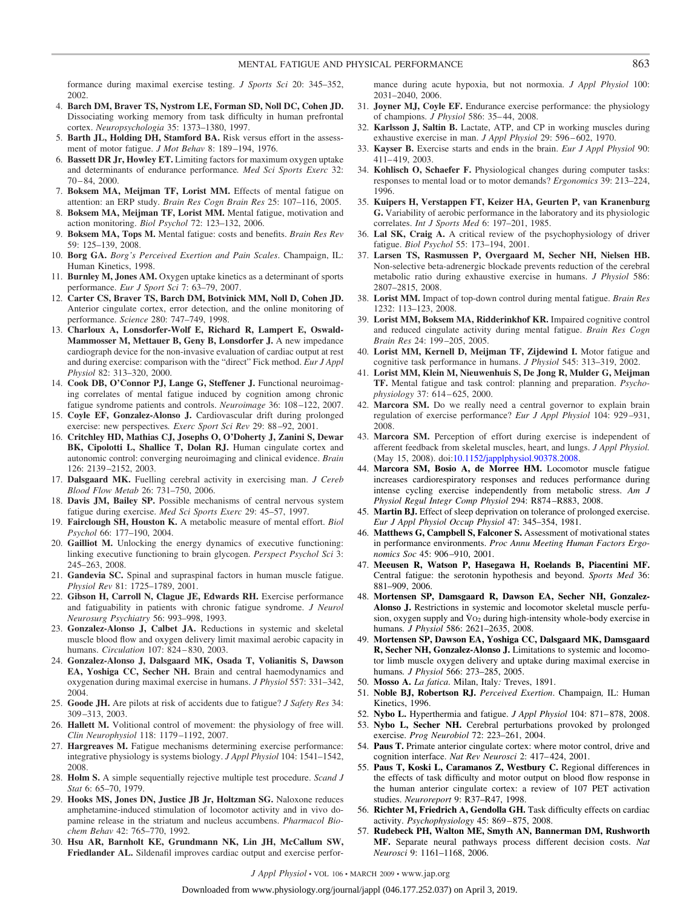formance during maximal exercise testing. *J Sports Sci* 20: 345–352, 2002.

4. **Barch DM, Braver TS, Nystrom LE, Forman SD, Noll DC, Cohen JD.** Dissociating working memory from task difficulty in human prefrontal cortex. *Neuropsychologia* 35: 1373–1380, 1997.
5. **Barth JL, Holding DH, Stamford BA.** Risk versus effort in the assessment of motor fatigue. *J Mot Behav* 8: 189–194, 1976.
6. **Bassett DR Jr, Howley ET.** Limiting factors for maximum oxygen uptake and determinants of endurance performance. *Med Sci Sports Exerc* 32: 70–84, 2000.
7. **Boksem MA, Meijman TF, Lorist MM.** Effects of mental fatigue on attention: an ERP study. *Brain Res Cogn Brain Res* 25: 107–116, 2005.
8. **Boksem MA, Meijman TF, Lorist MM.** Mental fatigue, motivation and action monitoring. *Biol Psychol* 72: 123–132, 2006.
9. **Boksem MA, Tops M.** Mental fatigue: costs and benefits. *Brain Res Rev* 59: 125–139, 2008.
10. **Borg GA.** *Borg's Perceived Exertion and Pain Scales*. Champaign, IL: Human Kinetics, 1998.
11. **Burnley M, Jones AM.** Oxygen uptake kinetics as a determinant of sports performance. *Eur J Sport Sci* 7: 63–79, 2007.
12. **Carter CS, Braver TS, Barch DM, Botvinick MM, Noll D, Cohen JD.** Anterior cingulate cortex, error detection, and the online monitoring of performance. *Science* 280: 747–749, 1998.
13. **Charloux A, Lonsdorfer-Wolf E, Richard R, Lampert E, Oswald-Mammosser M, Mettauer B, Geny B, Lonsdorfer J.** A new impedance cardiograph device for the non-invasive evaluation of cardiac output at rest and during exercise: comparison with the "direct" Fick method. *Eur J Appl Physiol* 82: 313–320, 2000.
14. **Cook DB, O'Connor PJ, Lange G, Steffener J.** Functional neuroimaging correlates of mental fatigue induced by cognition among chronic fatigue syndrome patients and controls. *Neuroimage* 36: 108–122, 2007.
15. **Coyle EF, Gonzalez-Alonso J.** Cardiovascular drift during prolonged exercise: new perspectives. *Exerc Sport Sci Rev* 29: 88–92, 2001.
16. **Critchley HD, Mathias CJ, Josephs O, O'Doherty J, Zanini S, Dewar BK, Cipolotti L, Shallice T, Dolan RJ.** Human cingulate cortex and autonomic control: converging neuroimaging and clinical evidence. *Brain* 126: 2139–2152, 2003.
17. **Dalsgaard MK.** Fuelling cerebral activity in exercising man. *J Cereb Blood Flow Metab* 26: 731–750, 2006.
18. **Davis JM, Bailey SP.** Possible mechanisms of central nervous system fatigue during exercise. *Med Sci Sports Exerc* 29: 45–57, 1997.
19. **Fairclough SH, Houston K.** A metabolic measure of mental effort. *Biol Psychol* 66: 177–190, 2004.
20. **Gailliot M.** Unlocking the energy dynamics of executive functioning: linking executive functioning to brain glycogen. *Perspect Psychol Sci* 3: 245–263, 2008.
21. **Gandevia SC.** Spinal and supraspinal factors in human muscle fatigue. *Physiol Rev* 81: 1725–1789, 2001.
22. **Gibson H, Carroll N, Clague JE, Edwards RH.** Exercise performance and fatiguability in patients with chronic fatigue syndrome. *J Neurol Neurosurg Psychiatry* 56: 993–998, 1993.
23. **Gonzalez-Alonso J, Calbet JA.** Reductions in systemic and skeletal muscle blood flow and oxygen delivery limit maximal aerobic capacity in humans. *Circulation* 107: 824–830, 2003.
24. **Gonzalez-Alonso J, Dalsgaard MK, Osada T, Volianitis S, Dawson EA, Yoshiga CC, Secher NH.** Brain and central haemodynamics and oxygenation during maximal exercise in humans. *J Physiol* 557: 331–342, 2004.
25. **Goode JH.** Are pilots at risk of accidents due to fatigue? *J Safety Res* 34: 309–313, 2003.
26. **Hallett M.** Volitional control of movement: the physiology of free will. *Clin Neurophysiol* 118: 1179–1192, 2007.
27. **Hargreaves M.** Fatigue mechanisms determining exercise performance: integrative physiology is systems biology. *J Appl Physiol* 104: 1541–1542, 2008.
28. **Holm S.** A simple sequentially rejective multiple test procedure. *Scand J Stat* 6: 65–70, 1979.
29. **Hooks MS, Jones DN, Justice JB Jr, Holtzman SG.** Naloxone reduces amphetamine-induced stimulation of locomotor activity and in vivo dopamine release in the striatum and nucleus accumbens. *Pharmacol Biochem Behav* 42: 765–770, 1992.
30. **Hsu AR, Barnholt KE, Grundmann NK, Lin JH, McCallum SW, Friedlander AL.** Sildenafil improves cardiac output and exercise performance during acute hypoxia, but not normoxia. *J Appl Physiol* 100: 2031–2040, 2006.
31. **Joyner MJ, Coyle EF.** Endurance exercise performance: the physiology of champions. *J Physiol* 586: 35–44, 2008.
32. **Karlsson J, Saltin B.** Lactate, ATP, and CP in working muscles during exhaustive exercise in man. *J Appl Physiol* 29: 596–602, 1970.
33. **Kayser B.** Exercise starts and ends in the brain. *Eur J Appl Physiol* 90: 411–419, 2003.
34. **Kohlisch O, Schaefer F.** Physiological changes during computer tasks: responses to mental load or to motor demands? *Ergonomics* 39: 213–224, 1996.
35. **Kuipers H, Verstappen FT, Keizer HA, Geurten P, van Kranenburg G.** Variability of aerobic performance in the laboratory and its physiologic correlates. *Int J Sports Med* 6: 197–201, 1985.
36. **Lal SK, Craig A.** A critical review of the psychophysiology of driver fatigue. *Biol Psychol* 55: 173–194, 2001.
37. **Larsen TS, Rasmussen P, Overgaard M, Secher NH, Nielsen HB.** Non-selective beta-adrenergic blockade prevents reduction of the cerebral metabolic ratio during exhaustive exercise in humans. *J Physiol* 586: 2807–2815, 2008.
38. **Lorist MM.** Impact of top-down control during mental fatigue. *Brain Res* 1232: 113–123, 2008.
39. **Lorist MM, Boksem MA, Ridderinkhof KR.** Impaired cognitive control and reduced cingulate activity during mental fatigue. *Brain Res Cogn Brain Res* 24: 199–205, 2005.
40. **Lorist MM, Kernell D, Meijman TF, Zijdewind I.** Motor fatigue and cognitive task performance in humans. *J Physiol* 545: 313–319, 2002.
41. **Lorist MM, Klein M, Nieuwenhuis S, De Jong R, Mulder G, Meijman TF.** Mental fatigue and task control: planning and preparation. *Psychophysiology* 37: 614–625, 2000.
42. **Marcora SM.** Do we really need a central governor to explain brain regulation of exercise performance? *Eur J Appl Physiol* 104: 929–931, 2008.
43. **Marcora SM.** Perception of effort during exercise is independent of afferent feedback from skeletal muscles, heart, and lungs. *J Appl Physiol.* (May 15, 2008). doi:10.1152/japplphysiol.90378.2008.
44. **Marcora SM, Bosio A, de Morree HM.** Locomotor muscle fatigue increases cardiorespiratory responses and reduces performance during intense cycling exercise independently from metabolic stress. *Am J Physiol Regul Integr Comp Physiol* 294: R874–R883, 2008.
45. **Martin BJ.** Effect of sleep deprivation on tolerance of prolonged exercise. *Eur J Appl Physiol Occup Physiol* 47: 345–354, 1981.
46. **Matthews G, Campbell S, Falconer S.** Assessment of motivational states in performance environments. *Proc Annu Meeting Human Factors Ergonomics Soc* 45: 906–910, 2001.
47. **Meeusen R, Watson P, Hasegawa H, Roelands B, Piacentini MF.** Central fatigue: the serotonin hypothesis and beyond. *Sports Med* 36: 881–909, 2006.
48. **Mortensen SP, Damsgaard R, Dawson EA, Secher NH, Gonzalez-Alonso J.** Restrictions in systemic and locomotor skeletal muscle perfusion, oxygen supply and $\dot{V}O_2$ during high-intensity whole-body exercise in humans. *J Physiol* 586: 2621–2635, 2008.
49. **Mortensen SP, Dawson EA, Yoshiga CC, Dalsgaard MK, Damsgaard R, Secher NH, Gonzalez-Alonso J.** Limitations to systemic and locomotor limb muscle oxygen delivery and uptake during maximal exercise in humans. *J Physiol* 566: 273–285, 2005.
50. **Mosso A.** *La fatica*. Milan, Italy*:* Treves, 1891.
51. **Noble BJ, Robertson RJ.** *Perceived Exertion*. Champaign*,* IL: Human Kinetics, 1996.
52. **Nybo L.** Hyperthermia and fatigue. *J Appl Physiol* 104: 871–878, 2008.
53. **Nybo L, Secher NH.** Cerebral perturbations provoked by prolonged exercise. *Prog Neurobiol* 72: 223–261, 2004.
54. **Paus T.** Primate anterior cingulate cortex: where motor control, drive and cognition interface. *Nat Rev Neurosci* 2: 417–424, 2001.
55. **Paus T, Koski L, Caramanos Z, Westbury C.** Regional differences in the effects of task difficulty and motor output on blood flow response in the human anterior cingulate cortex: a review of 107 PET activation studies. *Neuroreport* 9: R37–R47, 1998.
56. **Richter M, Friedrich A, Gendolla GH.** Task difficulty effects on cardiac activity. *Psychophysiology* 45: 869–875, 2008.
57. **Rudebeck PH, Walton ME, Smyth AN, Bannerman DM, Rushworth MF.** Separate neural pathways process different decision costs. *Nat Neurosci* 9: 1161–1168, 2006.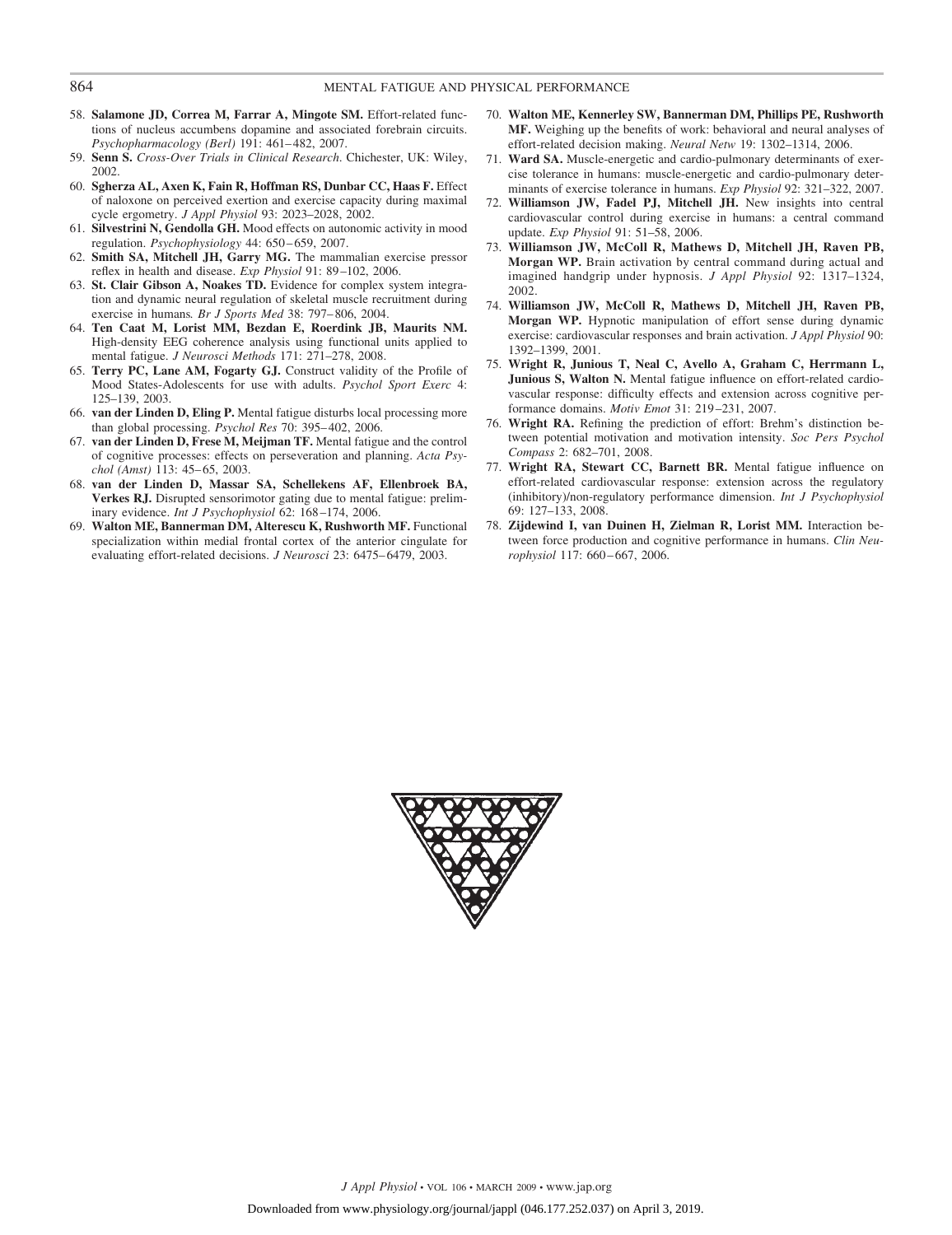58. **Salamone JD, Correa M, Farrar A, Mingote SM.** Effort-related functions of nucleus accumbens dopamine and associated forebrain circuits. *Psychopharmacology (Berl)* 191: 461–482, 2007.
59. **Senn S.** *Cross-Over Trials in Clinical Research*. Chichester, UK: Wiley, 2002.
60. **Sgherza AL, Axen K, Fain R, Hoffman RS, Dunbar CC, Haas F.** Effect of naloxone on perceived exertion and exercise capacity during maximal cycle ergometry. *J Appl Physiol* 93: 2023–2028, 2002.
61. **Silvestrini N, Gendolla GH.** Mood effects on autonomic activity in mood regulation. *Psychophysiology* 44: 650–659, 2007.
62. **Smith SA, Mitchell JH, Garry MG.** The mammalian exercise pressor reflex in health and disease. *Exp Physiol* 91: 89–102, 2006.
63. **St. Clair Gibson A, Noakes TD.** Evidence for complex system integration and dynamic neural regulation of skeletal muscle recruitment during exercise in humans*. Br J Sports Med* 38: 797–806, 2004.
64. **Ten Caat M, Lorist MM, Bezdan E, Roerdink JB, Maurits NM.** High-density EEG coherence analysis using functional units applied to mental fatigue. *J Neurosci Methods* 171: 271–278, 2008.
65. **Terry PC, Lane AM, Fogarty GJ.** Construct validity of the Profile of Mood States-Adolescents for use with adults. *Psychol Sport Exerc* 4: 125–139, 2003.
66. **van der Linden D, Eling P.** Mental fatigue disturbs local processing more than global processing. *Psychol Res* 70: 395–402, 2006.
67. **van der Linden D, Frese M, Meijman TF.** Mental fatigue and the control of cognitive processes: effects on perseveration and planning. *Acta Psychol (Amst)* 113: 45–65, 2003.
68. **van der Linden D, Massar SA, Schellekens AF, Ellenbroek BA, Verkes RJ.** Disrupted sensorimotor gating due to mental fatigue: preliminary evidence. *Int J Psychophysiol* 62: 168–174, 2006.
69. **Walton ME, Bannerman DM, Alterescu K, Rushworth MF.** Functional specialization within medial frontal cortex of the anterior cingulate for evaluating effort-related decisions. *J Neurosci* 23: 6475–6479, 2003.
70. **Walton ME, Kennerley SW, Bannerman DM, Phillips PE, Rushworth MF.** Weighing up the benefits of work: behavioral and neural analyses of effort-related decision making. *Neural Netw* 19: 1302–1314, 2006.
71. **Ward SA.** Muscle-energetic and cardio-pulmonary determinants of exercise tolerance in humans: muscle-energetic and cardio-pulmonary determinants of exercise tolerance in humans. *Exp Physiol* 92: 321–322, 2007.
72. **Williamson JW, Fadel PJ, Mitchell JH.** New insights into central cardiovascular control during exercise in humans: a central command update. *Exp Physiol* 91: 51–58, 2006.
73. **Williamson JW, McColl R, Mathews D, Mitchell JH, Raven PB, Morgan WP.** Brain activation by central command during actual and imagined handgrip under hypnosis. *J Appl Physiol* 92: 1317–1324, 2002.
74. **Williamson JW, McColl R, Mathews D, Mitchell JH, Raven PB, Morgan WP.** Hypnotic manipulation of effort sense during dynamic exercise: cardiovascular responses and brain activation. *J Appl Physiol* 90: 1392–1399, 2001.
75. **Wright R, Junious T, Neal C, Avello A, Graham C, Herrmann L, Junious S, Walton N.** Mental fatigue influence on effort-related cardiovascular response: difficulty effects and extension across cognitive performance domains. *Motiv Emot* 31: 219–231, 2007.
76. **Wright RA.** Refining the prediction of effort: Brehm's distinction between potential motivation and motivation intensity. *Soc Pers Psychol Compass* 2: 682–701, 2008.
77. **Wright RA, Stewart CC, Barnett BR.** Mental fatigue influence on effort-related cardiovascular response: extension across the regulatory (inhibitory)/non-regulatory performance dimension. *Int J Psychophysiol* 69: 127–133, 2008.
78. **Zijdewind I, van Duinen H, Zielman R, Lorist MM.** Interaction between force production and cognitive performance in humans. *Clin Neurophysiol* 117: 660–667, 2006.

Downloaded from www.physiology.org/journal/jappl (046.177.252.037) on April 3, 2019.